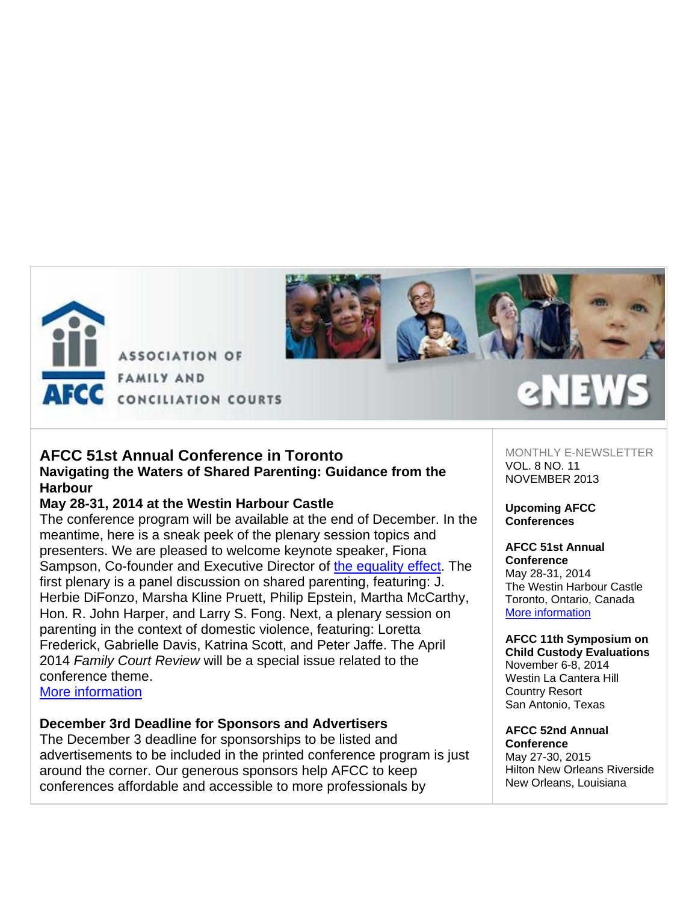ASSOCIATION OF FAMILY AND CONCILIATION COURTS

AFCC eNEWS

## AFCC 51st Annual Conference in Toronto

### Navigating the Waters of Shared Parenting: Guidance from the Harbour

### May 28-31, 2014 at the Westin Harbour Castle

The conference program will be available at the end of December. In the meantime, here is a sneak peek of the plenary session topics and presenters. We are pleased to welcome keynote speaker, Fiona Sampson, Co-founder and Executive Director of [the equality effect](). The first plenary is a panel discussion on shared parenting, featuring: J. Herbie DiFonzo, Marsha Kline Pruett, Philip Epstein, Martha McCarthy, Hon. R. John Harper, and Larry S. Fong. Next, a plenary session on parenting in the context of domestic violence, featuring: Loretta Frederick, Gabrielle Davis, Katrina Scott, and Peter Jaffe. The April 2014 *Family Court Review* will be a special issue related to the conference theme.
[More information]()

### December 3rd Deadline for Sponsors and Advertisers

The December 3 deadline for sponsorships to be listed and advertisements to be included in the printed conference program is just around the corner. Our generous sponsors help AFCC to keep conferences affordable and accessible to more professionals by

MONTHLY E-NEWSLETTER
VOL. 8 NO. 11
NOVEMBER 2013

**Upcoming AFCC Conferences**

**AFCC 51st Annual Conference**
May 28-31, 2014
The Westin Harbour Castle
Toronto, Ontario, Canada
[More information]()

**AFCC 11th Symposium on Child Custody Evaluations**
November 6-8, 2014
Westin La Cantera Hill Country Resort
San Antonio, Texas

**AFCC 52nd Annual Conference**
May 27-30, 2015
Hilton New Orleans Riverside
New Orleans, Louisiana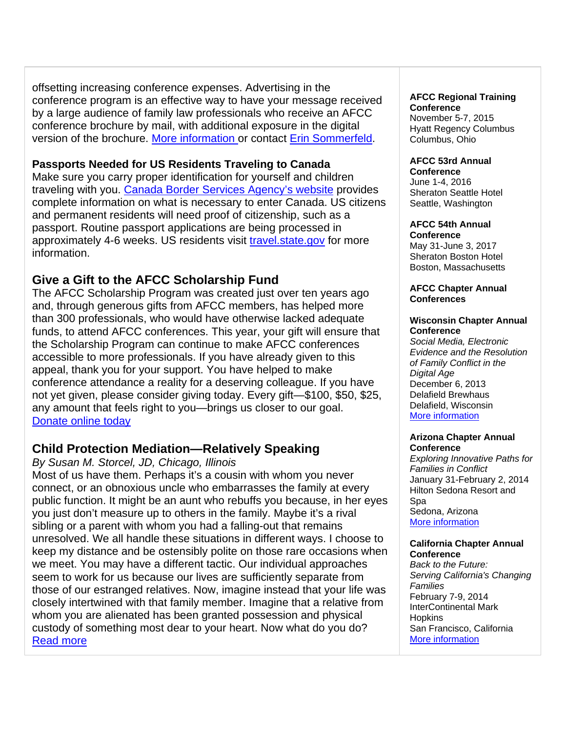offsetting increasing conference expenses. Advertising in the conference program is an effective way to have your message received by a large audience of family law professionals who receive an AFCC conference brochure by mail, with additional exposure in the digital version of the brochure. More information or contact Erin Sommerfeld.

**Passports Needed for US Residents Traveling to Canada**

Make sure you carry proper identification for yourself and children traveling with you. Canada Border Services Agency's website provides complete information on what is necessary to enter Canada. US citizens and permanent residents will need proof of citizenship, such as a passport. Routine passport applications are being processed in approximately 4-6 weeks. US residents visit travel.state.gov for more information.

## Give a Gift to the AFCC Scholarship Fund

The AFCC Scholarship Program was created just over ten years ago and, through generous gifts from AFCC members, has helped more than 300 professionals, who would have otherwise lacked adequate funds, to attend AFCC conferences. This year, your gift will ensure that the Scholarship Program can continue to make AFCC conferences accessible to more professionals. If you have already given to this appeal, thank you for your support. You have helped to make conference attendance a reality for a deserving colleague. If you have not yet given, please consider giving today. Every gift—$100, $50, $25, any amount that feels right to you—brings us closer to our goal.
Donate online today

## Child Protection Mediation—Relatively Speaking

*By Susan M. Storcel, JD, Chicago, Illinois*

Most of us have them. Perhaps it's a cousin with whom you never connect, or an obnoxious uncle who embarrasses the family at every public function. It might be an aunt who rebuffs you because, in her eyes you just don't measure up to others in the family. Maybe it's a rival sibling or a parent with whom you had a falling-out that remains unresolved. We all handle these situations in different ways. I choose to keep my distance and be ostensibly polite on those rare occasions when we meet. You may have a different tactic. Our individual approaches seem to work for us because our lives are sufficiently separate from those of our estranged relatives. Now, imagine instead that your life was closely intertwined with that family member. Imagine that a relative from whom you are alienated has been granted possession and physical custody of something most dear to your heart. Now what do you do?
Read more

**AFCC Regional Training Conference**
November 5-7, 2015
Hyatt Regency Columbus
Columbus, Ohio

**AFCC 53rd Annual Conference**
June 1-4, 2016
Sheraton Seattle Hotel
Seattle, Washington

**AFCC 54th Annual Conference**
May 31-June 3, 2017
Sheraton Boston Hotel
Boston, Massachusetts

**AFCC Chapter Annual Conferences**

**Wisconsin Chapter Annual Conference**
*Social Media, Electronic Evidence and the Resolution of Family Conflict in the Digital Age*
December 6, 2013
Delafield Brewhaus
Delafield, Wisconsin
More information

**Arizona Chapter Annual Conference**
*Exploring Innovative Paths for Families in Conflict*
January 31-February 2, 2014
Hilton Sedona Resort and Spa
Sedona, Arizona
More information

**California Chapter Annual Conference**
*Back to the Future: Serving California's Changing Families*
February 7-9, 2014
InterContinental Mark Hopkins
San Francisco, California
More information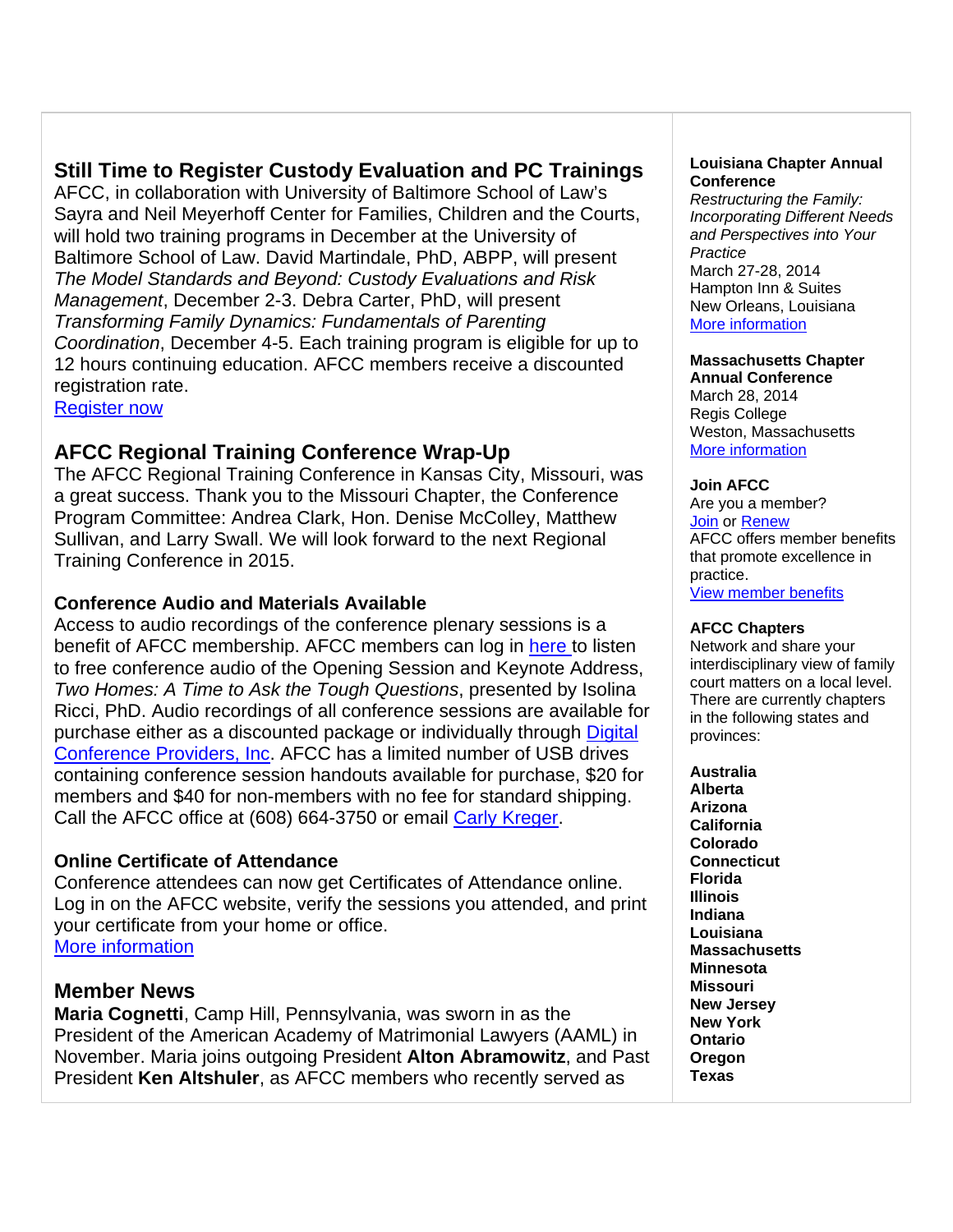## Still Time to Register Custody Evaluation and PC Trainings

AFCC, in collaboration with University of Baltimore School of Law's Sayra and Neil Meyerhoff Center for Families, Children and the Courts, will hold two training programs in December at the University of Baltimore School of Law. David Martindale, PhD, ABPP, will present *The Model Standards and Beyond: Custody Evaluations and Risk Management*, December 2-3. Debra Carter, PhD, will present *Transforming Family Dynamics: Fundamentals of Parenting Coordination*, December 4-5. Each training program is eligible for up to 12 hours continuing education. AFCC members receive a discounted registration rate.

[Register now]

## AFCC Regional Training Conference Wrap-Up

The AFCC Regional Training Conference in Kansas City, Missouri, was a great success. Thank you to the Missouri Chapter, the Conference Program Committee: Andrea Clark, Hon. Denise McColley, Matthew Sullivan, and Larry Swall. We will look forward to the next Regional Training Conference in 2015.

### Conference Audio and Materials Available

Access to audio recordings of the conference plenary sessions is a benefit of AFCC membership. AFCC members can log in here to listen to free conference audio of the Opening Session and Keynote Address, *Two Homes: A Time to Ask the Tough Questions*, presented by Isolina Ricci, PhD. Audio recordings of all conference sessions are available for purchase either as a discounted package or individually through Digital Conference Providers, Inc. AFCC has a limited number of USB drives containing conference session handouts available for purchase, $20 for members and $40 for non-members with no fee for standard shipping. Call the AFCC office at (608) 664-3750 or email Carly Kreger.

### Online Certificate of Attendance

Conference attendees can now get Certificates of Attendance online. Log in on the AFCC website, verify the sessions you attended, and print your certificate from your home or office.

[More information]

## Member News

**Maria Cognetti**, Camp Hill, Pennsylvania, was sworn in as the President of the American Academy of Matrimonial Lawyers (AAML) in November. Maria joins outgoing President **Alton Abramowitz**, and Past President **Ken Altshuler**, as AFCC members who recently served as

**Louisiana Chapter Annual Conference**
*Restructuring the Family: Incorporating Different Needs and Perspectives into Your Practice*
March 27-28, 2014
Hampton Inn & Suites
New Orleans, Louisiana
[More information]

**Massachusetts Chapter Annual Conference**
March 28, 2014
Regis College
Weston, Massachusetts
[More information]

**Join AFCC**
Are you a member?
Join or Renew
AFCC offers member benefits that promote excellence in practice.
[View member benefits]

**AFCC Chapters**
Network and share your interdisciplinary view of family court matters on a local level. There are currently chapters in the following states and provinces:

**Australia**
**Alberta**
**Arizona**
**California**
**Colorado**
**Connecticut**
**Florida**
**Illinois**
**Indiana**
**Louisiana**
**Massachusetts**
**Minnesota**
**Missouri**
**New Jersey**
**New York**
**Ontario**
**Oregon**
**Texas**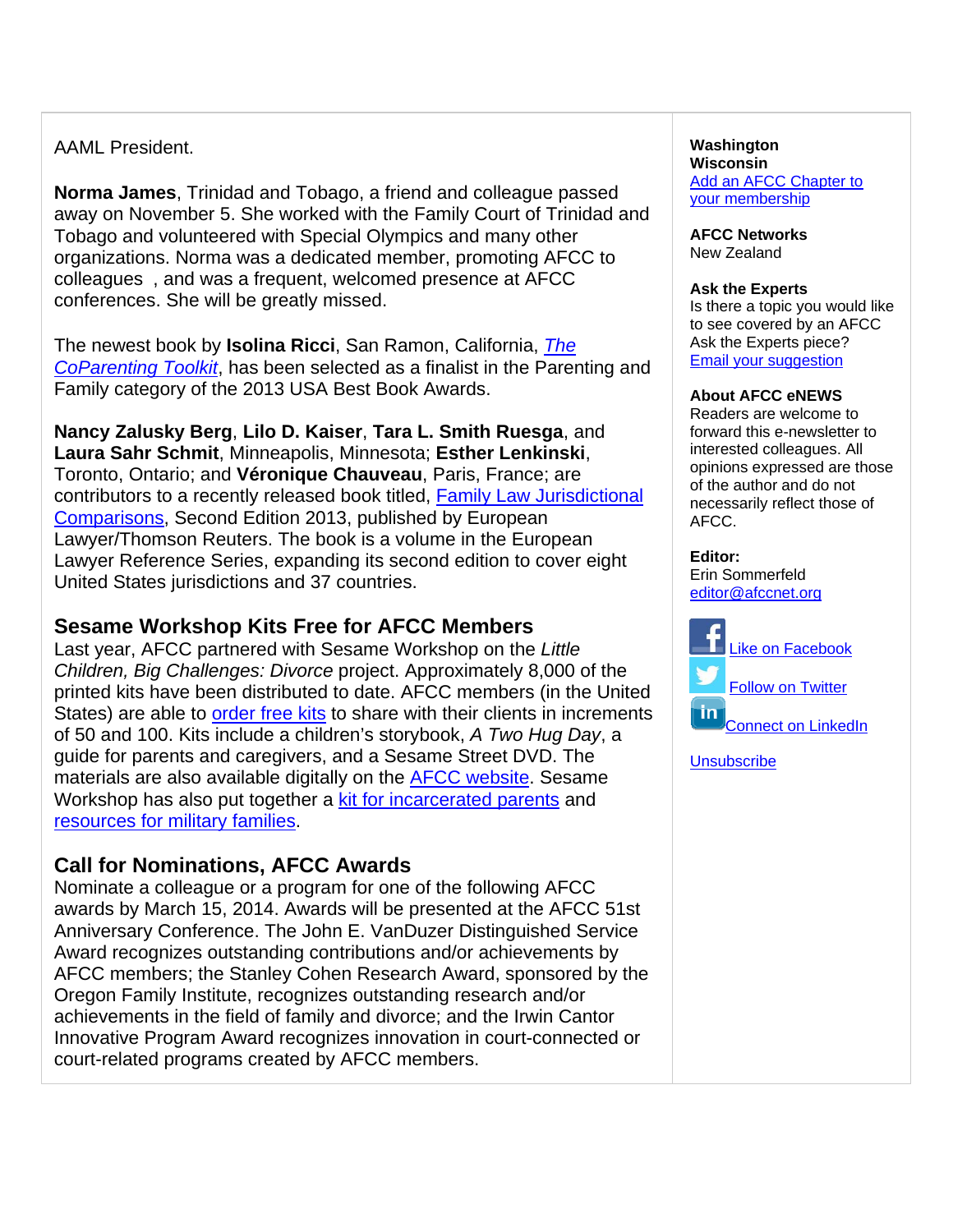AAML President.

**Norma James**, Trinidad and Tobago, a friend and colleague passed away on November 5. She worked with the Family Court of Trinidad and Tobago and volunteered with Special Olympics and many other organizations. Norma was a dedicated member, promoting AFCC to colleagues , and was a frequent, welcomed presence at AFCC conferences. She will be greatly missed.

The newest book by **Isolina Ricci**, San Ramon, California, *The CoParenting Toolkit*, has been selected as a finalist in the Parenting and Family category of the 2013 USA Best Book Awards.

**Nancy Zalusky Berg**, **Lilo D. Kaiser**, **Tara L. Smith Ruesga**, and **Laura Sahr Schmit**, Minneapolis, Minnesota; **Esther Lenkinski**, Toronto, Ontario; and **Véronique Chauveau**, Paris, France; are contributors to a recently released book titled, Family Law Jurisdictional Comparisons, Second Edition 2013, published by European Lawyer/Thomson Reuters. The book is a volume in the European Lawyer Reference Series, expanding its second edition to cover eight United States jurisdictions and 37 countries.

## Sesame Workshop Kits Free for AFCC Members

Last year, AFCC partnered with Sesame Workshop on the *Little Children, Big Challenges: Divorce* project. Approximately 8,000 of the printed kits have been distributed to date. AFCC members (in the United States) are able to order free kits to share with their clients in increments of 50 and 100. Kits include a children's storybook, *A Two Hug Day*, a guide for parents and caregivers, and a Sesame Street DVD. The materials are also available digitally on the AFCC website. Sesame Workshop has also put together a kit for incarcerated parents and resources for military families.

## Call for Nominations, AFCC Awards

Nominate a colleague or a program for one of the following AFCC awards by March 15, 2014. Awards will be presented at the AFCC 51st Anniversary Conference. The John E. VanDuzer Distinguished Service Award recognizes outstanding contributions and/or achievements by AFCC members; the Stanley Cohen Research Award, sponsored by the Oregon Family Institute, recognizes outstanding research and/or achievements in the field of family and divorce; and the Irwin Cantor Innovative Program Award recognizes innovation in court-connected or court-related programs created by AFCC members.

**Washington**
**Wisconsin**
Add an AFCC Chapter to your membership

**AFCC Networks**
New Zealand

**Ask the Experts**
Is there a topic you would like to see covered by an AFCC Ask the Experts piece?
Email your suggestion

**About AFCC eNEWS**
Readers are welcome to forward this e-newsletter to interested colleagues. All opinions expressed are those of the author and do not necessarily reflect those of AFCC.

**Editor:**
Erin Sommerfeld
editor@afccnet.org

Like on Facebook

Follow on Twitter

Connect on LinkedIn

Unsubscribe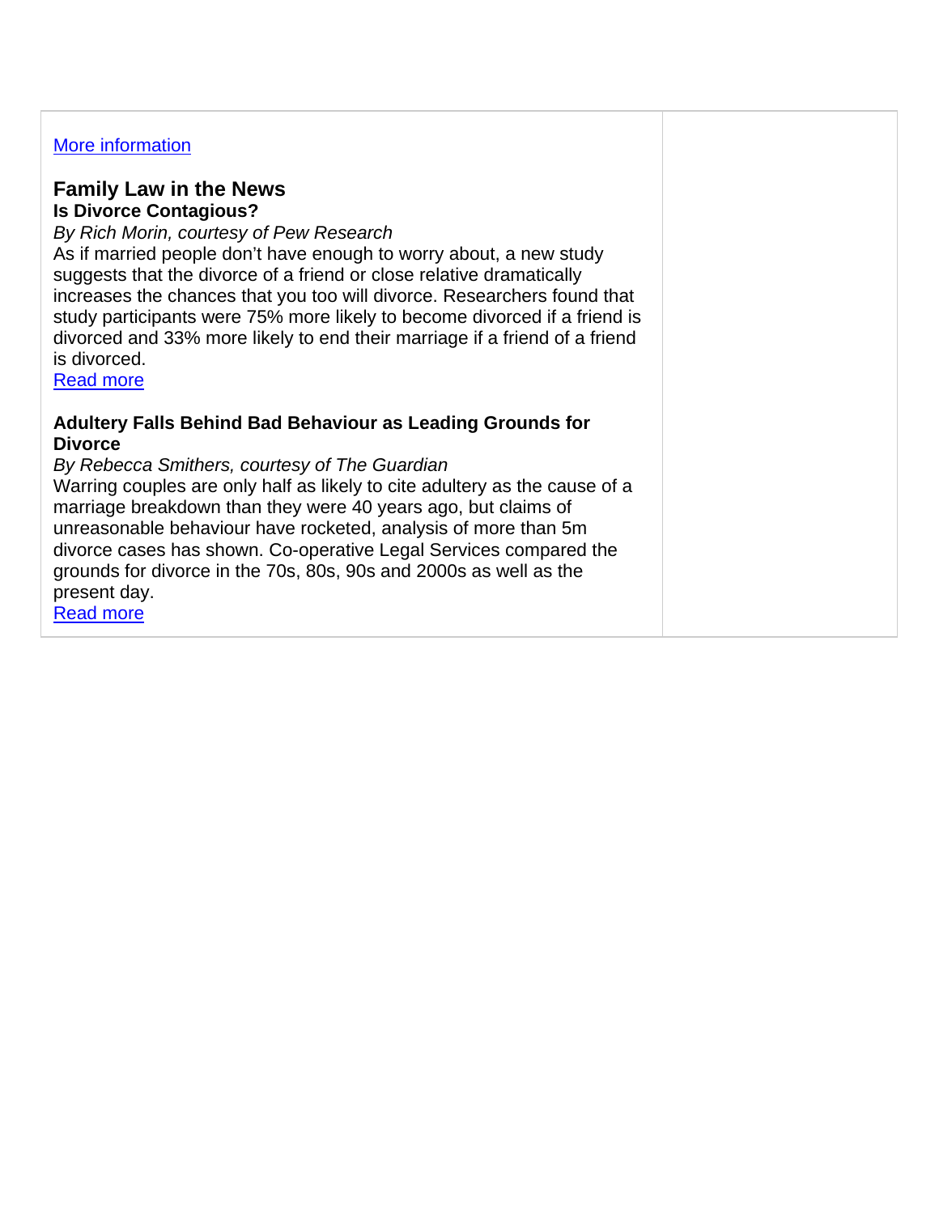[More information]

## Family Law in the News

### Is Divorce Contagious?

*By Rich Morin, courtesy of Pew Research*

As if married people don't have enough to worry about, a new study suggests that the divorce of a friend or close relative dramatically increases the chances that you too will divorce. Researchers found that study participants were 75% more likely to become divorced if a friend is divorced and 33% more likely to end their marriage if a friend of a friend is divorced.

[Read more]

### Adultery Falls Behind Bad Behaviour as Leading Grounds for Divorce

*By Rebecca Smithers, courtesy of The Guardian*

Warring couples are only half as likely to cite adultery as the cause of a marriage breakdown than they were 40 years ago, but claims of unreasonable behaviour have rocketed, analysis of more than 5m divorce cases has shown. Co-operative Legal Services compared the grounds for divorce in the 70s, 80s, 90s and 2000s as well as the present day.

[Read more]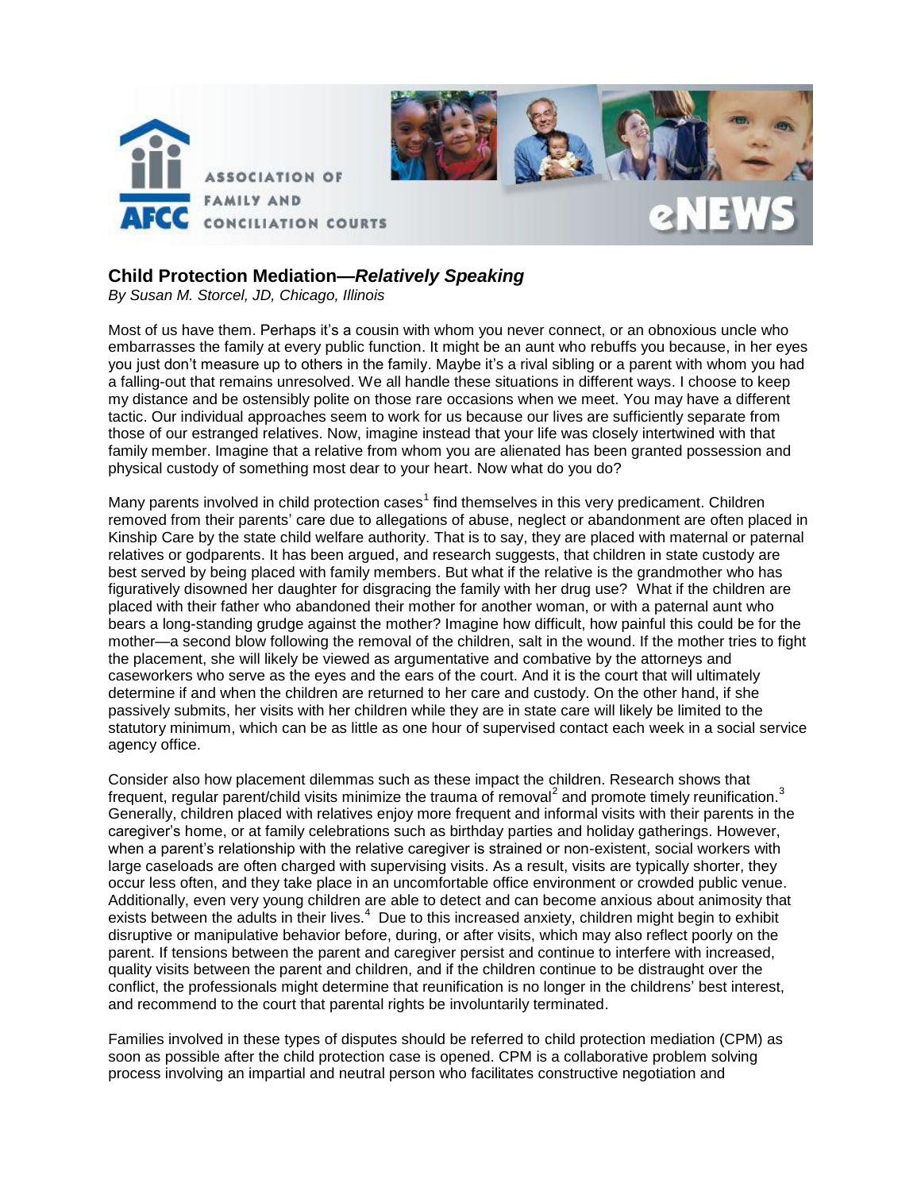## Child Protection Mediation—*Relatively Speaking*

*By Susan M. Storcel, JD, Chicago, Illinois*

Most of us have them. Perhaps it's a cousin with whom you never connect, or an obnoxious uncle who embarrasses the family at every public function. It might be an aunt who rebuffs you because, in her eyes you just don't measure up to others in the family. Maybe it's a rival sibling or a parent with whom you had a falling-out that remains unresolved. We all handle these situations in different ways. I choose to keep my distance and be ostensibly polite on those rare occasions when we meet. You may have a different tactic. Our individual approaches seem to work for us because our lives are sufficiently separate from those of our estranged relatives. Now, imagine instead that your life was closely intertwined with that family member. Imagine that a relative from whom you are alienated has been granted possession and physical custody of something most dear to your heart. Now what do you do?

Many parents involved in child protection cases[1] find themselves in this very predicament. Children removed from their parents' care due to allegations of abuse, neglect or abandonment are often placed in Kinship Care by the state child welfare authority. That is to say, they are placed with maternal or paternal relatives or godparents. It has been argued, and research suggests, that children in state custody are best served by being placed with family members. But what if the relative is the grandmother who has figuratively disowned her daughter for disgracing the family with her drug use? What if the children are placed with their father who abandoned their mother for another woman, or with a paternal aunt who bears a long-standing grudge against the mother? Imagine how difficult, how painful this could be for the mother—a second blow following the removal of the children, salt in the wound. If the mother tries to fight the placement, she will likely be viewed as argumentative and combative by the attorneys and caseworkers who serve as the eyes and the ears of the court. And it is the court that will ultimately determine if and when the children are returned to her care and custody. On the other hand, if she passively submits, her visits with her children while they are in state care will likely be limited to the statutory minimum, which can be as little as one hour of supervised contact each week in a social service agency office.

Consider also how placement dilemmas such as these impact the children. Research shows that frequent, regular parent/child visits minimize the trauma of removal[2] and promote timely reunification.[3] Generally, children placed with relatives enjoy more frequent and informal visits with their parents in the caregiver's home, or at family celebrations such as birthday parties and holiday gatherings. However, when a parent's relationship with the relative caregiver is strained or non-existent, social workers with large caseloads are often charged with supervising visits. As a result, visits are typically shorter, they occur less often, and they take place in an uncomfortable office environment or crowded public venue. Additionally, even very young children are able to detect and can become anxious about animosity that exists between the adults in their lives.[4] Due to this increased anxiety, children might begin to exhibit disruptive or manipulative behavior before, during, or after visits, which may also reflect poorly on the parent. If tensions between the parent and caregiver persist and continue to interfere with increased, quality visits between the parent and children, and if the children continue to be distraught over the conflict, the professionals might determine that reunification is no longer in the childrens' best interest, and recommend to the court that parental rights be involuntarily terminated.

Families involved in these types of disputes should be referred to child protection mediation (CPM) as soon as possible after the child protection case is opened. CPM is a collaborative problem solving process involving an impartial and neutral person who facilitates constructive negotiation and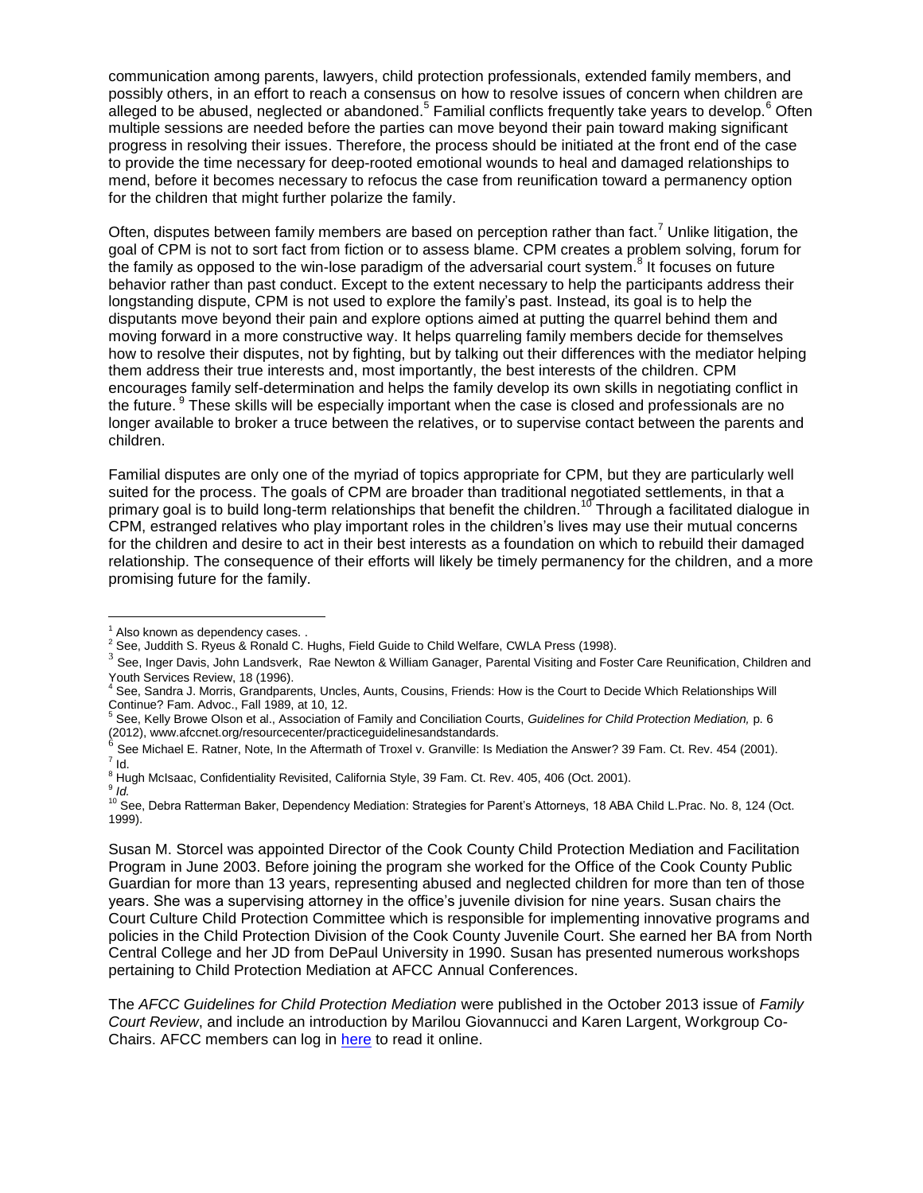communication among parents, lawyers, child protection professionals, extended family members, and possibly others, in an effort to reach a consensus on how to resolve issues of concern when children are alleged to be abused, neglected or abandoned.[5] Familial conflicts frequently take years to develop.[6] Often multiple sessions are needed before the parties can move beyond their pain toward making significant progress in resolving their issues. Therefore, the process should be initiated at the front end of the case to provide the time necessary for deep-rooted emotional wounds to heal and damaged relationships to mend, before it becomes necessary to refocus the case from reunification toward a permanency option for the children that might further polarize the family.

Often, disputes between family members are based on perception rather than fact.[7] Unlike litigation, the goal of CPM is not to sort fact from fiction or to assess blame. CPM creates a problem solving, forum for the family as opposed to the win-lose paradigm of the adversarial court system.[8] It focuses on future behavior rather than past conduct. Except to the extent necessary to help the participants address their longstanding dispute, CPM is not used to explore the family's past. Instead, its goal is to help the disputants move beyond their pain and explore options aimed at putting the quarrel behind them and moving forward in a more constructive way. It helps quarreling family members decide for themselves how to resolve their disputes, not by fighting, but by talking out their differences with the mediator helping them address their true interests and, most importantly, the best interests of the children. CPM encourages family self-determination and helps the family develop its own skills in negotiating conflict in the future. [9] These skills will be especially important when the case is closed and professionals are no longer available to broker a truce between the relatives, or to supervise contact between the parents and children.

Familial disputes are only one of the myriad of topics appropriate for CPM, but they are particularly well suited for the process. The goals of CPM are broader than traditional negotiated settlements, in that a primary goal is to build long-term relationships that benefit the children.[10] Through a facilitated dialogue in CPM, estranged relatives who play important roles in the children's lives may use their mutual concerns for the children and desire to act in their best interests as a foundation on which to rebuild their damaged relationship. The consequence of their efforts will likely be timely permanency for the children, and a more promising future for the family.

---

[1] Also known as dependency cases. .

[2] See, Juddith S. Ryeus & Ronald C. Hughs, Field Guide to Child Welfare, CWLA Press (1998).

[3] See, Inger Davis, John Landsverk, Rae Newton & William Ganager, Parental Visiting and Foster Care Reunification, Children and Youth Services Review, 18 (1996).

[4] See, Sandra J. Morris, Grandparents, Uncles, Aunts, Cousins, Friends: How is the Court to Decide Which Relationships Will Continue? Fam. Advoc., Fall 1989, at 10, 12.

[5] See, Kelly Browe Olson et al., Association of Family and Conciliation Courts, *Guidelines for Child Protection Mediation,* p. 6 (2012), www.afccnet.org/resourcecenter/practiceguidelinesandstandards.

[6] See Michael E. Ratner, Note, In the Aftermath of Troxel v. Granville: Is Mediation the Answer? 39 Fam. Ct. Rev. 454 (2001).

[7] Id.

[8] Hugh McIsaac, Confidentiality Revisited, California Style, 39 Fam. Ct. Rev. 405, 406 (Oct. 2001).

[9] *Id.*

[10] See, Debra Ratterman Baker, Dependency Mediation: Strategies for Parent's Attorneys, 18 ABA Child L.Prac. No. 8, 124 (Oct. 1999).

Susan M. Storcel was appointed Director of the Cook County Child Protection Mediation and Facilitation Program in June 2003. Before joining the program she worked for the Office of the Cook County Public Guardian for more than 13 years, representing abused and neglected children for more than ten of those years. She was a supervising attorney in the office's juvenile division for nine years. Susan chairs the Court Culture Child Protection Committee which is responsible for implementing innovative programs and policies in the Child Protection Division of the Cook County Juvenile Court. She earned her BA from North Central College and her JD from DePaul University in 1990. Susan has presented numerous workshops pertaining to Child Protection Mediation at AFCC Annual Conferences.

The *AFCC Guidelines for Child Protection Mediation* were published in the October 2013 issue of *Family Court Review*, and include an introduction by Marilou Giovannucci and Karen Largent, Workgroup Co-Chairs. AFCC members can log in here to read it online.